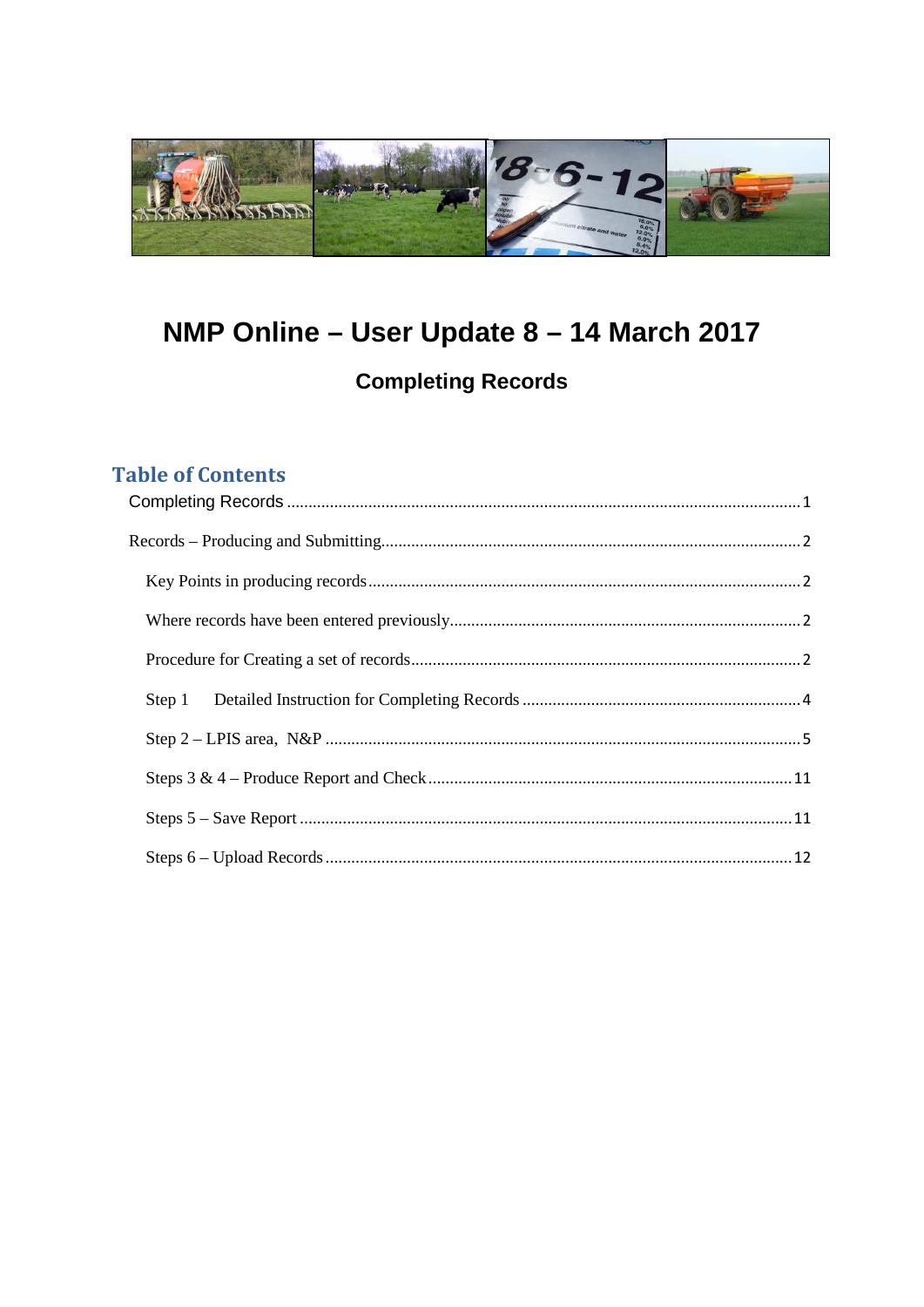# NMP Online – User Update 8 – 14 March 2017

## Completing Records

## Table of Contents

Completing Records ..................................................................... 1

Records – Producing and Submitting..................................................................... 2

- Key Points in producing records..................................................................... 2
- Where records have been entered previously..................................................................... 2
- Procedure for Creating a set of records..................................................................... 2
- Step 1 Detailed Instruction for Completing Records ..................................................................... 4
- Step 2 – LPIS area, N&P ..................................................................... 5
- Steps 3 & 4 – Produce Report and Check..................................................................... 11
- Steps 5 – Save Report ..................................................................... 11
- Steps 6 – Upload Records..................................................................... 12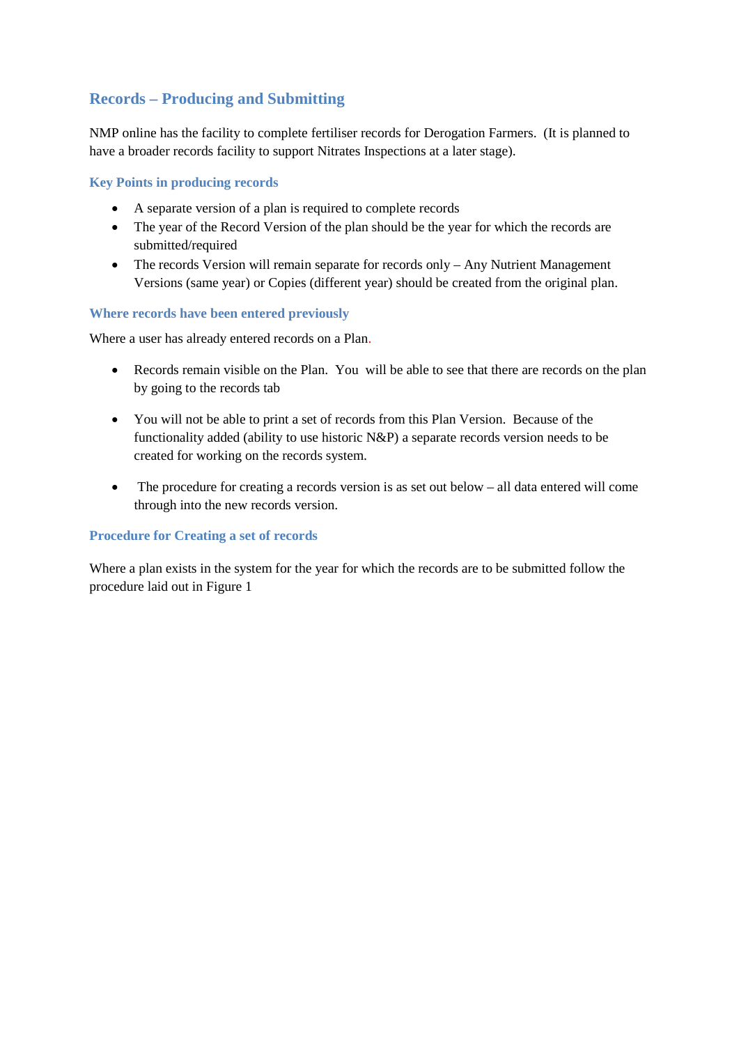## Records – Producing and Submitting

NMP online has the facility to complete fertiliser records for Derogation Farmers. (It is planned to have a broader records facility to support Nitrates Inspections at a later stage).

### Key Points in producing records

- A separate version of a plan is required to complete records
- The year of the Record Version of the plan should be the year for which the records are submitted/required
- The records Version will remain separate for records only – Any Nutrient Management Versions (same year) or Copies (different year) should be created from the original plan.

### Where records have been entered previously

Where a user has already entered records on a Plan.

- Records remain visible on the Plan. You will be able to see that there are records on the plan by going to the records tab

- You will not be able to print a set of records from this Plan Version. Because of the functionality added (ability to use historic N&P) a separate records version needs to be created for working on the records system.

- The procedure for creating a records version is as set out below – all data entered will come through into the new records version.

### Procedure for Creating a set of records

Where a plan exists in the system for the year for which the records are to be submitted follow the procedure laid out in Figure 1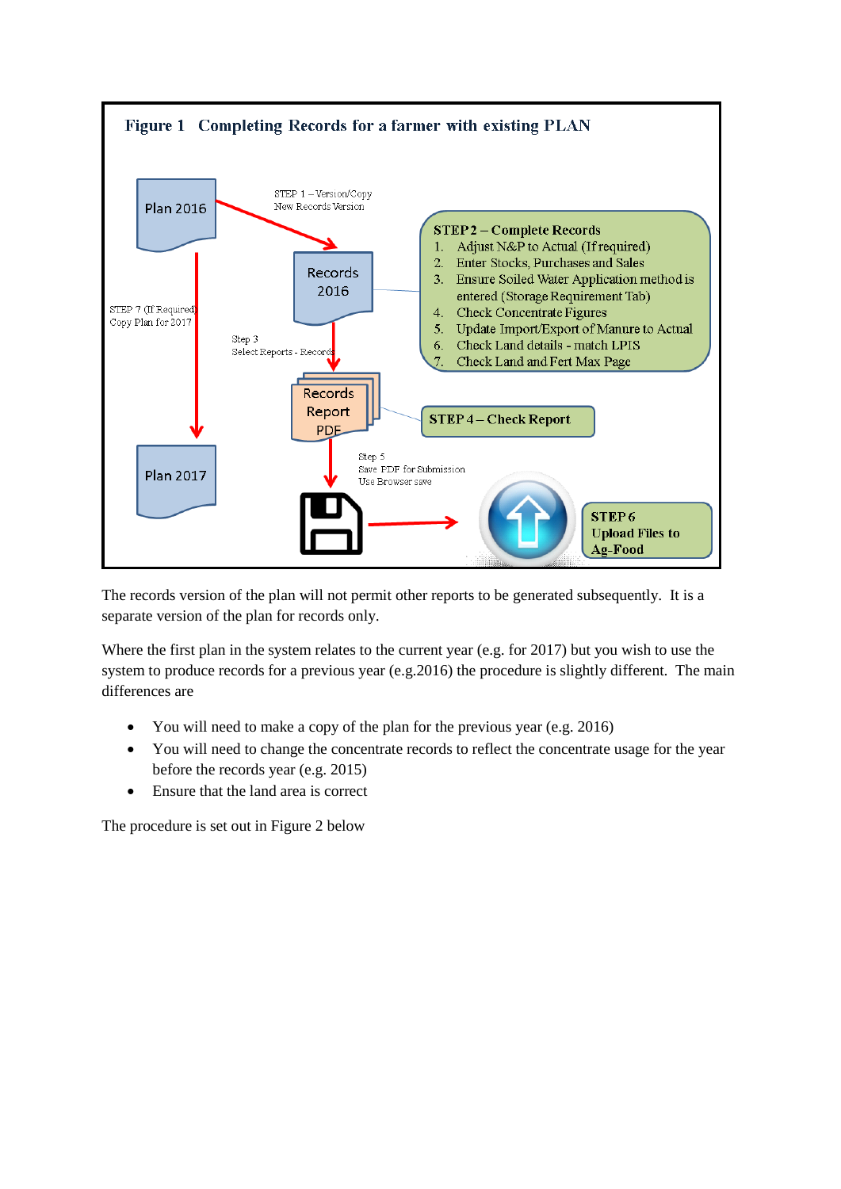**Figure 1 Completing Records for a farmer with existing PLAN**

Plan 2016

STEP 1 – Version/Copy
New Records Version

Records 2016

STEP 2 – Complete Records
1. Adjust N&P to Actual (If required)
2. Enter Stocks, Purchases and Sales
3. Ensure Soiled Water Application method is entered (Storage Requirement Tab)
4. Check Concentrate Figures
5. Update Import/Export of Manure to Actual
6. Check Land details - match LPIS
7. Check Land and Fert Max Page

STEP 7 (If Required)
Copy Plan for 2017

Step 3
Select Reports - Records

Records Report PDF

STEP 4 – Check Report

Plan 2017

Step 5
Save PDF for Submission
Use Browser save

STEP 6
Upload Files to Ag-Food

The records version of the plan will not permit other reports to be generated subsequently. It is a separate version of the plan for records only.

Where the first plan in the system relates to the current year (e.g. for 2017) but you wish to use the system to produce records for a previous year (e.g.2016) the procedure is slightly different. The main differences are

- You will need to make a copy of the plan for the previous year (e.g. 2016)
- You will need to change the concentrate records to reflect the concentrate usage for the year before the records year (e.g. 2015)
- Ensure that the land area is correct

The procedure is set out in Figure 2 below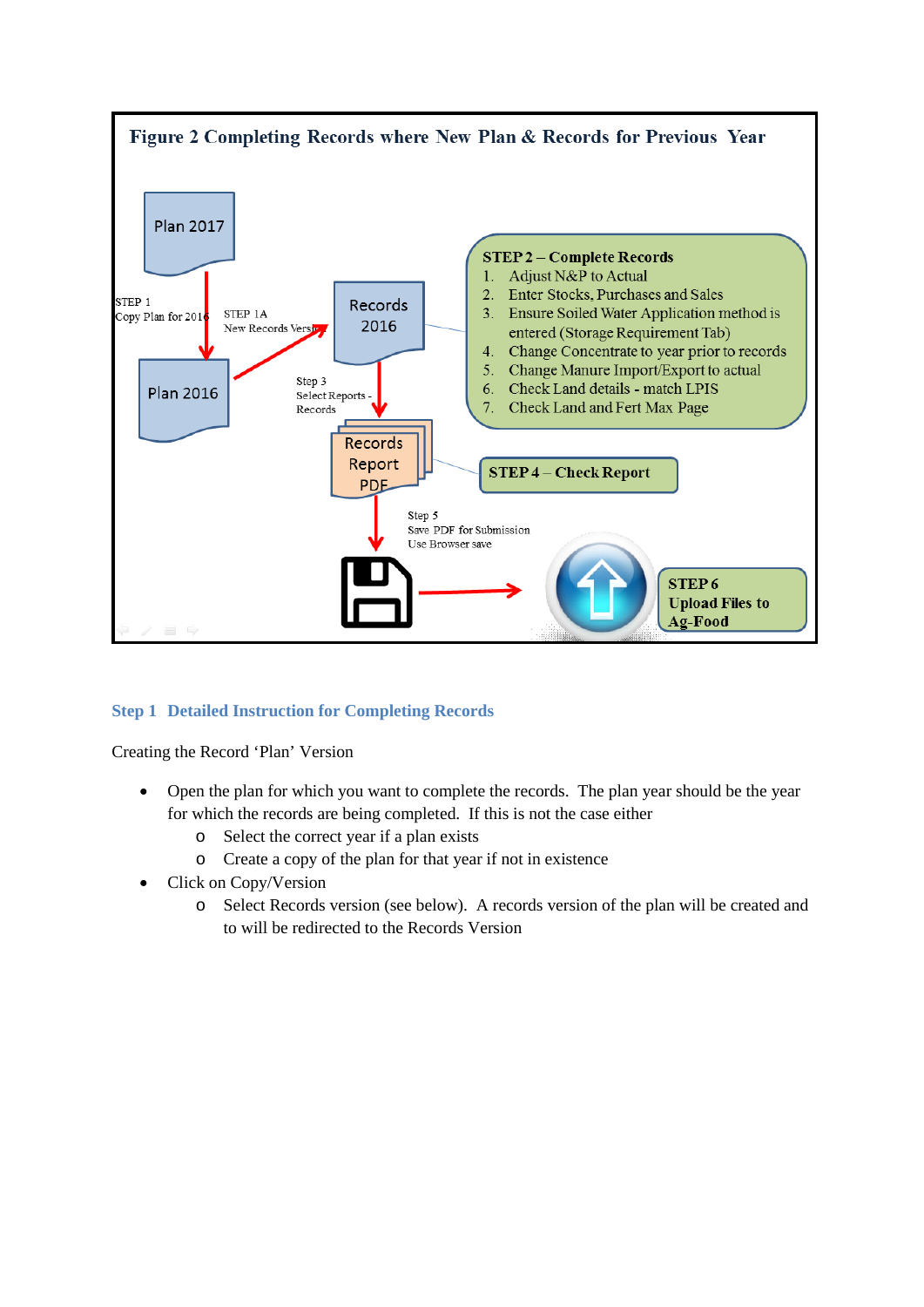**Figure 2 Completing Records where New Plan & Records for Previous Year**

Plan 2017

STEP 1
Copy Plan for 2016

Plan 2016

STEP 1A
New Records Version

Records 2016

Step 3
Select Reports - Records

Records Report PDF

**STEP 2 – Complete Records**

1. Adjust N&P to Actual
2. Enter Stocks, Purchases and Sales
3. Ensure Soiled Water Application method is entered (Storage Requirement Tab)
4. Change Concentrate to year prior to records
5. Change Manure Import/Export to actual
6. Check Land details - match LPIS
7. Check Land and Fert Max Page

**STEP 4 – Check Report**

Step 5
Save PDF for Submission
Use Browser save

**STEP 6**
**Upload Files to Ag-Food**

## Step 1 Detailed Instruction for Completing Records

Creating the Record 'Plan' Version

- Open the plan for which you want to complete the records. The plan year should be the year for which the records are being completed. If this is not the case either
  - Select the correct year if a plan exists
  - Create a copy of the plan for that year if not in existence
- Click on Copy/Version
  - Select Records version (see below). A records version of the plan will be created and to will be redirected to the Records Version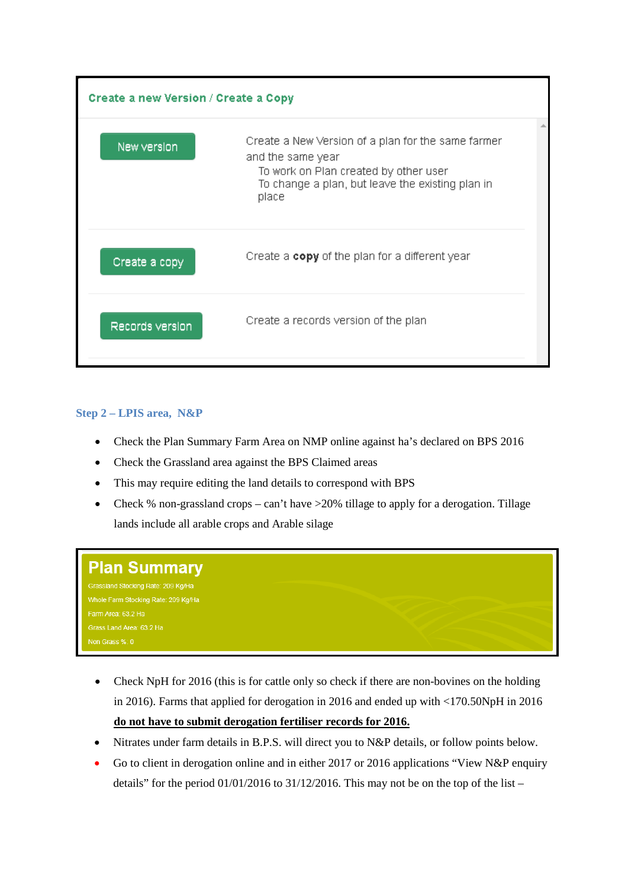**Create a new Version / Create a Copy**

| | |
|---|---|
| New version | Create a New Version of a plan for the same farmer and the same year<br>To work on Plan created by other user<br>To change a plan, but leave the existing plan in place |
| Create a copy | Create a **copy** of the plan for a different year |
| Records version | Create a records version of the plan |

### Step 2 – LPIS area, N&P

- Check the Plan Summary Farm Area on NMP online against ha's declared on BPS 2016
- Check the Grassland area against the BPS Claimed areas
- This may require editing the land details to correspond with BPS
- Check % non-grassland crops – can't have >20% tillage to apply for a derogation. Tillage lands include all arable crops and Arable silage

**Plan Summary**

Grassland Stocking Rate: 209 Kg/Ha
Whole Farm Stocking Rate: 209 Kg/Ha
Farm Area: 63.2 Ha
Grass Land Area: 63.2 Ha
Non Grass %: 0

- Check NpH for 2016 (this is for cattle only so check if there are non-bovines on the holding in 2016). Farms that applied for derogation in 2016 and ended up with <170.50NpH in 2016 **do not have to submit derogation fertiliser records for 2016.**
- Nitrates under farm details in B.P.S. will direct you to N&P details, or follow points below.
- Go to client in derogation online and in either 2017 or 2016 applications "View N&P enquiry details" for the period 01/01/2016 to 31/12/2016. This may not be on the top of the list –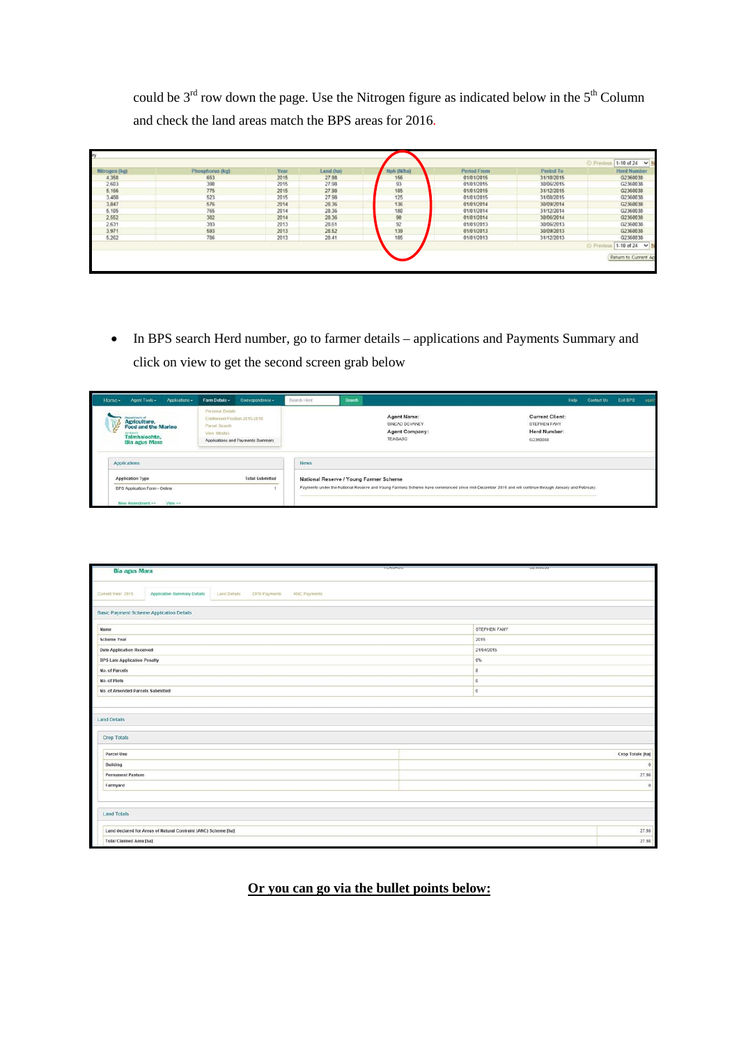could be 3rd row down the page. Use the Nitrogen figure as indicated below in the 5th Column and check the land areas match the BPS areas for 2016.

| Nitrogen (kg) | Phosphorus (kg) | Year | Land (ha) | Nph (N/ha) | Period From | Period To | Herd Number |
|---|---|---|---|---|---|---|---|
| 4,358 | 653 | 2015 | 27.98 | 156 | 01/01/2015 | 31/10/2015 | G2360038 |
| 2,603 | 390 | 2015 | 27.98 | 93 | 01/01/2015 | 30/06/2015 | G2360038 |
| 5,166 | 775 | 2015 | 27.98 | 185 | 01/01/2015 | 31/12/2015 | G2360038 |
| 3,488 | 523 | 2015 | 27.98 | 125 | 01/01/2015 | 31/08/2015 | G2360038 |
| 3,847 | 576 | 2014 | 28.36 | 136 | 01/01/2014 | 30/09/2014 | G2360038 |
| 5,105 | 765 | 2014 | 28.36 | 180 | 01/01/2014 | 31/12/2014 | G2360038 |
| 2,552 | 382 | 2014 | 28.36 | 90 | 01/01/2014 | 30/06/2014 | G2360038 |
| 2,631 | 393 | 2013 | 28.61 | 92 | 01/01/2013 | 30/06/2013 | G2360038 |
| 3,971 | 593 | 2013 | 28.52 | 139 | 01/01/2013 | 30/09/2013 | G2360038 |
| 5,262 | 786 | 2013 | 28.41 | 185 | 01/01/2013 | 31/12/2013 | G2360038 |

- In BPS search Herd number, go to farmer details – applications and Payments Summary and click on view to get the second screen grab below

Agent Name: SINEAD DEVANEY
Agent Company: TEAGASC
Current Client: STEPHEN FAHY
Herd Number: G2360038

| Application Type | Total Submitted |
|---|---|
| BPS Application Form - Online | 1 |

**Basic Payment Scheme Application Details**

| | |
|---|---|
| Name | STEPHEN FAHY |
| Scheme Year | 2015 |
| Date Application Received | 21/04/2015 |
| BPS Late Application Penalty | 0% |
| No. of Parcels | 8 |
| No. of Plots | 0 |
| No. of Amended Parcels Submitted | 0 |

**Crop Totals**

| Parcel Use | Crop Totals (ha) |
|---|---|
| Building | 0 |
| Permanent Pasture | 27.98 |
| Farmyard | 0 |

**Land Totals**

| | |
|---|---|
| Land declared for Areas of Natural Constraint (ANC) Scheme (ha) | 27.98 |
| Total Claimed Area (ha) | 27.98 |

**Or you can go via the bullet points below:**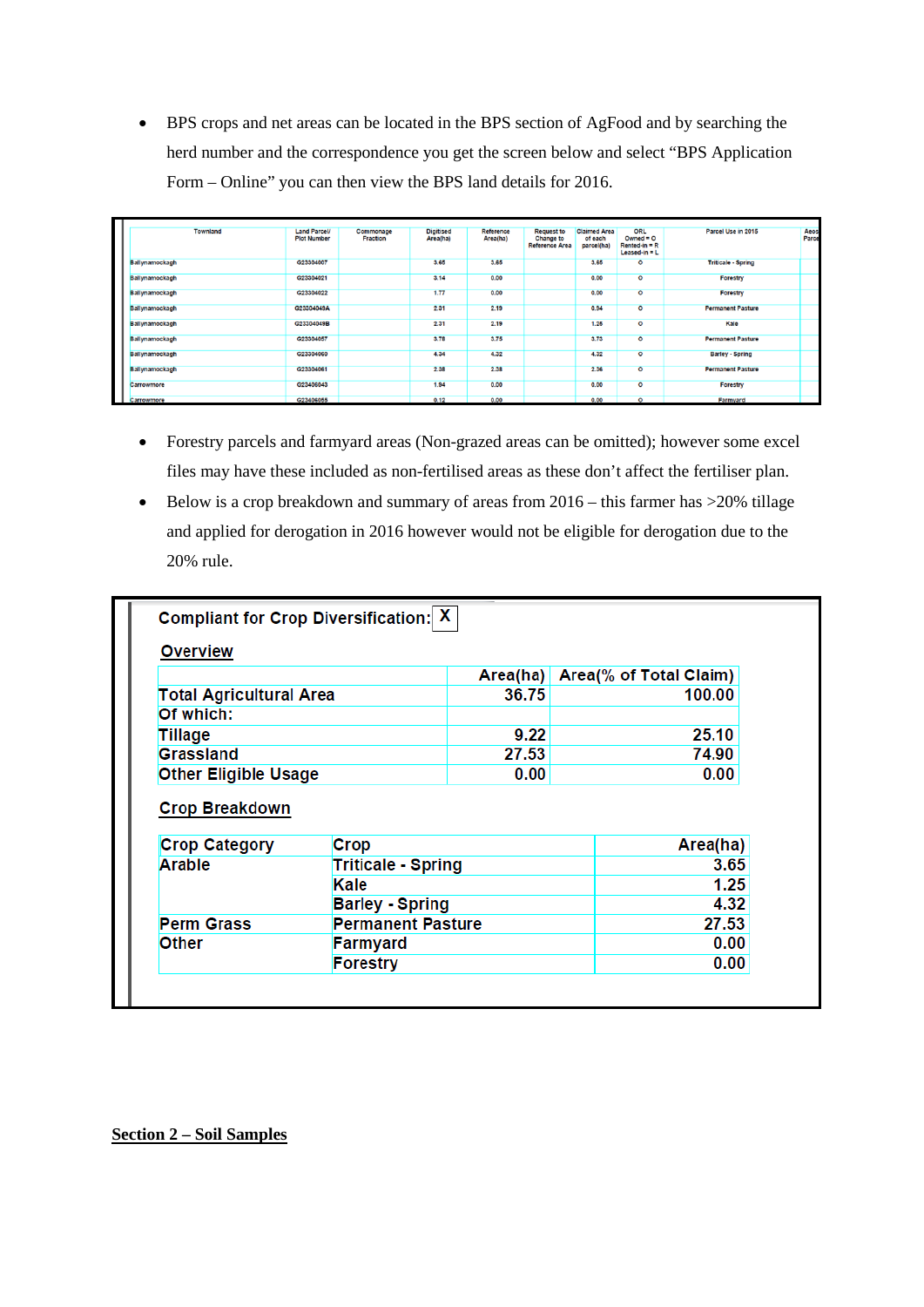- BPS crops and net areas can be located in the BPS section of AgFood and by searching the herd number and the correspondence you get the screen below and select "BPS Application Form – Online" you can then view the BPS land details for 2016.

| Townland | Land Parcel/ Plot Number | Commonage Fraction | Digitised Area(ha) | Reference Area(ha) | Request to Change to Reference Area | Claimed Area of each parcel(ha) | ORL Owned = O Rented-in = R Leased-in = L | Parcel Use in 2016 | Aeos Parce |
|---|---|---|---|---|---|---|---|---|---|
| Ballynamockagh | G23304007 | | 3.65 | 3.65 | | 3.65 | O | Triticale - Spring | |
| Ballynamockagh | G23304021 | | 3.14 | 0.00 | | 0.00 | O | Forestry | |
| Ballynamockagh | G23304022 | | 1.77 | 0.00 | | 0.00 | O | Forestry | |
| Ballynamockagh | G23304049A | | 2.31 | 2.19 | | 0.94 | O | Permanent Pasture | |
| Ballynamockagh | G23304049B | | 2.31 | 2.19 | | 1.25 | O | Kale | |
| Ballynamockagh | G23304057 | | 3.78 | 3.75 | | 3.73 | O | Permanent Pasture | |
| Ballynamockagh | G23304060 | | 4.34 | 4.32 | | 4.32 | O | Barley - Spring | |
| Ballynamockagh | G23304061 | | 2.38 | 2.38 | | 2.36 | O | Permanent Pasture | |
| Carrowmore | G23406043 | | 1.94 | 0.00 | | 0.00 | O | Forestry | |
| Carrowmore | G23406055 | | 0.12 | 0.00 | | 0.00 | O | Farmyard | |

- Forestry parcels and farmyard areas (Non-grazed areas can be omitted); however some excel files may have these included as non-fertilised areas as these don't affect the fertiliser plan.
- Below is a crop breakdown and summary of areas from 2016 – this farmer has >20% tillage and applied for derogation in 2016 however would not be eligible for derogation due to the 20% rule.

**Compliant for Crop Diversification:** X

**Overview**

| | Area(ha) | Area(% of Total Claim) |
|---|---|---|
| Total Agricultural Area | 36.75 | 100.00 |
| Of which: | | |
| Tillage | 9.22 | 25.10 |
| Grassland | 27.53 | 74.90 |
| Other Eligible Usage | 0.00 | 0.00 |

**Crop Breakdown**

| Crop Category | Crop | Area(ha) |
|---|---|---|
| Arable | Triticale - Spring | 3.65 |
| | Kale | 1.25 |
| | Barley - Spring | 4.32 |
| Perm Grass | Permanent Pasture | 27.53 |
| Other | Farmyard | 0.00 |
| | Forestry | 0.00 |

## Section 2 – Soil Samples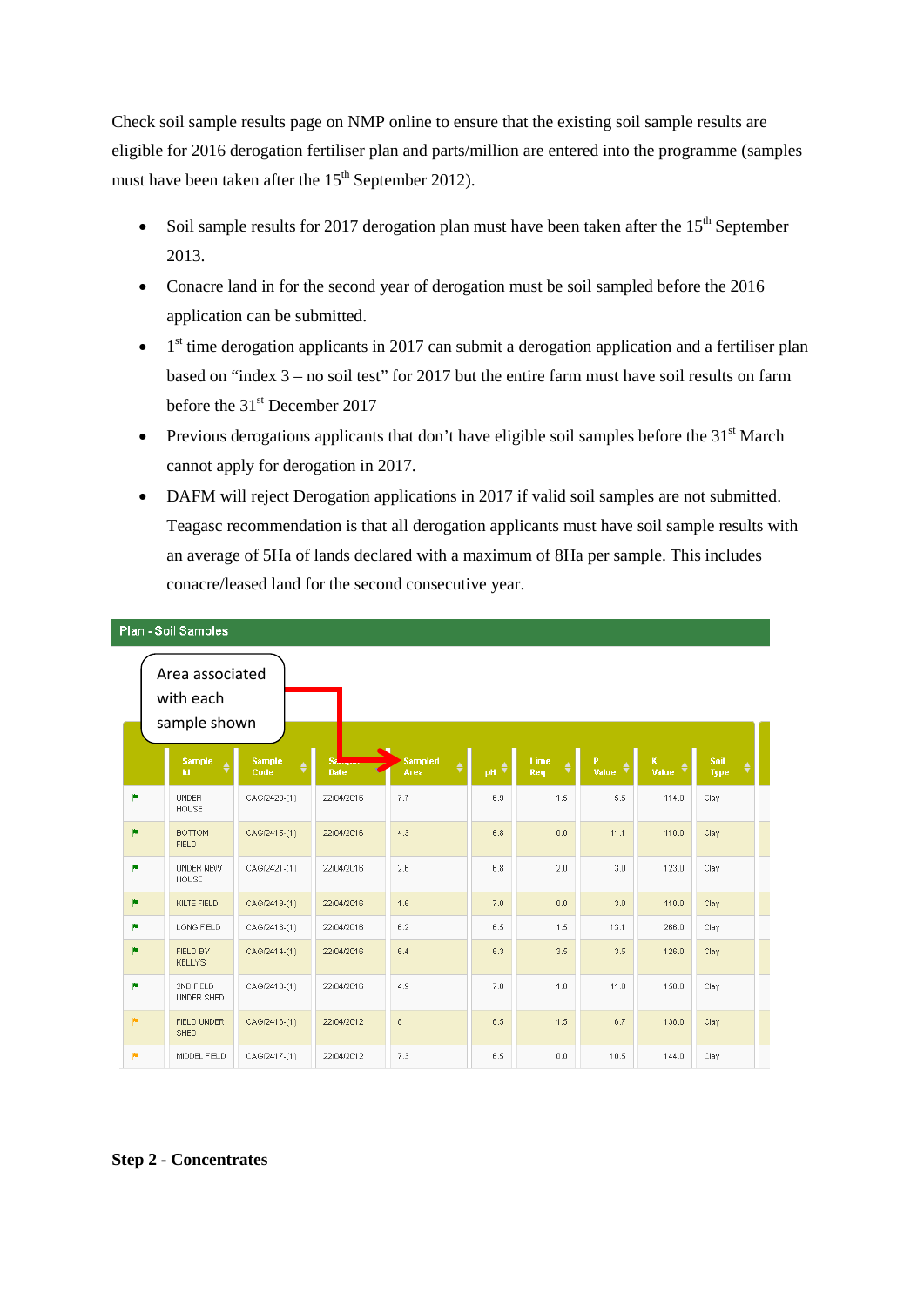Check soil sample results page on NMP online to ensure that the existing soil sample results are eligible for 2016 derogation fertiliser plan and parts/million are entered into the programme (samples must have been taken after the 15th September 2012).

- Soil sample results for 2017 derogation plan must have been taken after the 15th September 2013.
- Conacre land in for the second year of derogation must be soil sampled before the 2016 application can be submitted.
- 1st time derogation applicants in 2017 can submit a derogation application and a fertiliser plan based on "index 3 – no soil test" for 2017 but the entire farm must have soil results on farm before the 31st December 2017
- Previous derogations applicants that don't have eligible soil samples before the 31st March cannot apply for derogation in 2017.
- DAFM will reject Derogation applications in 2017 if valid soil samples are not submitted. Teagasc recommendation is that all derogation applicants must have soil sample results with an average of 5Ha of lands declared with a maximum of 8Ha per sample. This includes conacre/leased land for the second consecutive year.

**Plan - Soil Samples**

Area associated with each sample shown

| | Sample Id | Sample Code | Sample Date | Sampled Area | pH | Lime Req | P Value | K Value | Soil Type |
|---|---|---|---|---|---|---|---|---|---|
| | UNDER HOUSE | CAG/2420-(1) | 22/04/2016 | 7.7 | 6.9 | 1.5 | 5.5 | 114.0 | Clay |
| | BOTTOM FIELD | CAG/2415-(1) | 22/04/2016 | 4.3 | 6.8 | 0.0 | 11.1 | 110.0 | Clay |
| | UNDER NEW HOUSE | CAG/2421-(1) | 22/04/2016 | 2.6 | 6.8 | 2.0 | 3.0 | 123.0 | Clay |
| | KILTE FIELD | CAG/2419-(1) | 22/04/2016 | 1.6 | 7.0 | 0.0 | 3.0 | 110.0 | Clay |
| | LONG FIELD | CAG/2413-(1) | 22/04/2016 | 6.2 | 6.5 | 1.5 | 13.1 | 266.0 | Clay |
| | FIELD BY KELLYS | CAG/2414-(1) | 22/04/2016 | 6.4 | 6.3 | 3.5 | 3.5 | 126.0 | Clay |
| | 2ND FIELD UNDER SHED | CAG/2418-(1) | 22/04/2016 | 4.9 | 7.0 | 1.0 | 11.0 | 150.0 | Clay |
| | FIELD UNDER SHED | CAG/2416-(1) | 22/04/2012 | 6 | 6.5 | 1.5 | 6.7 | 136.0 | Clay |
| | MIDDEL FIELD | CAG/2417-(1) | 22/04/2012 | 7.3 | 6.5 | 0.0 | 10.5 | 144.0 | Clay |

**Step 2 - Concentrates**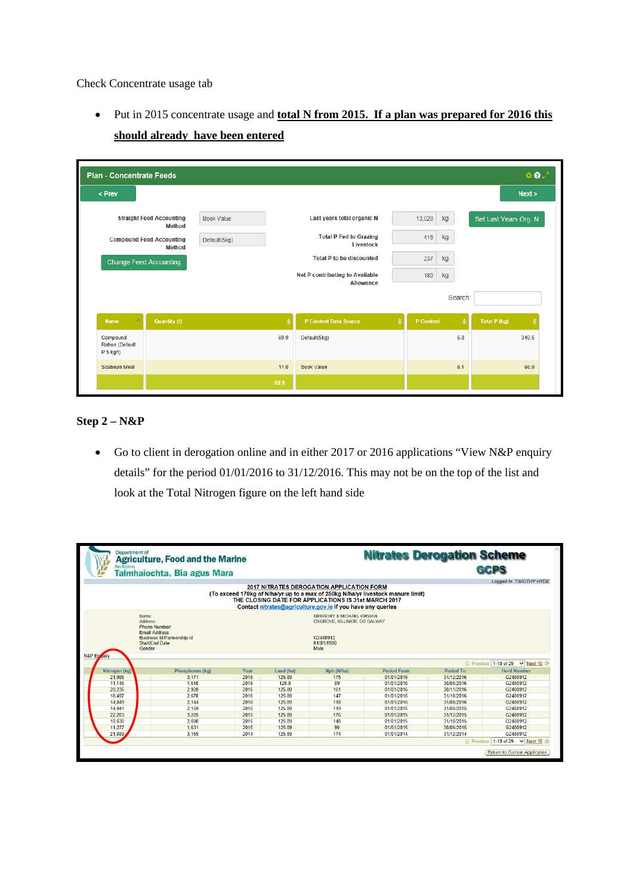Check Concentrate usage tab

- Put in 2015 concentrate usage and **total N from 2015. If a plan was prepared for 2016 this should already have been entered**

**Plan - Concentrate Feeds**

< Prev | Next >

| | | | | |
|---|---|---|---|---|
| Straight Feed Accounting Method | Book Value | Last years total organic N | 13,028 | kg |
| Compound Feed Accounting Method | Default(5kg) | Total P Fed to Grazing Livestock | 416 | kg |
| Change Feed Accounting | | Total P to be discounted | 237 | kg |
| | | Net P contributing to Available Allowance | 180 | kg |

Set Last Years Org. N

Search:

| Name | Quantity (t) | P Content Data Source | P Content | Total P (kg) |
|---|---|---|---|---|
| Compound Ration (Default P 5 kg/t) | 69.9 | Default(5kg) | 5.0 | 349.5 |
| Soabean Meal | 11.0 | Book Value | 6.1 | 66.9 |
| | 80.9 | | | |

## Step 2 – N&P

- Go to client in derogation online and in either 2017 or 2016 applications "View N&P enquiry details" for the period 01/01/2016 to 31/12/2016. This may not be on the top of the list and look at the Total Nitrogen figure on the left hand side

Department of Agriculture, Food and the Marine / An Roinn Talmhaíochta, Bia agus Mara

**Nitrates Derogation Scheme GCPS**

Logged In: TIMOTHY HYDE

**2017 NITRATES DEROGATION APPLICATION FORM**
(To exceed 170kg of N/ha/yr up to a max of 250kg N/ha/yr livestock manure limit)
THE CLOSING DATE FOR APPLICATIONS IS 31st MARCH 2017
Contact nitrates@agriculture.gov.ie if you have any queries

| | |
|---|---|
| Name: | GREGORY & MICHAEL KIRWAN |
| Address: | OXGROVE, KILLIMOR, CO GALWAY |
| Phone Number: | |
| Email Address: | |
| Business Id/Partnership Id | G2480912 |
| Start/End Date | 01/01/1980 |
| Gender | Male |

N&P Enquiry

| Nitrogen (kg) | Phosphorus (kg) | Year | Land (ha) | Nph (N/ha) | Period From | Period To | Herd Number |
|---|---|---|---|---|---|---|---|
| 21,985 | 3,171 | 2016 | 125.89 | 175 | 01/01/2016 | 31/12/2016 | G2480912 |
| 11,145 | 1,610 | 2016 | 125.8 | 89 | 01/01/2016 | 30/06/2016 | G2480912 |
| 20,235 | 2,920 | 2016 | 125.89 | 161 | 01/01/2016 | 30/11/2016 | G2480912 |
| 18,497 | 2,670 | 2016 | 125.89 | 147 | 01/01/2016 | 31/10/2016 | G2480912 |
| 14,849 | 2,144 | 2016 | 125.89 | 118 | 01/01/2016 | 31/08/2016 | G2480912 |
| 14,941 | 2,159 | 2015 | 125.89 | 119 | 01/01/2015 | 31/08/2015 | G2480912 |
| 22,203 | 3,205 | 2015 | 125.89 | 176 | 01/01/2015 | 31/12/2015 | G2480912 |
| 18,630 | 2,690 | 2015 | 125.89 | 148 | 01/01/2015 | 31/10/2015 | G2480912 |
| 11,277 | 1,631 | 2015 | 125.89 | 90 | 01/01/2015 | 30/06/2015 | G2480912 |
| 21,889 | 3,165 | 2014 | 125.89 | 174 | 01/01/2014 | 31/12/2014 | G2480912 |

Previous 1-10 of 29 Next 10

Return to Current Application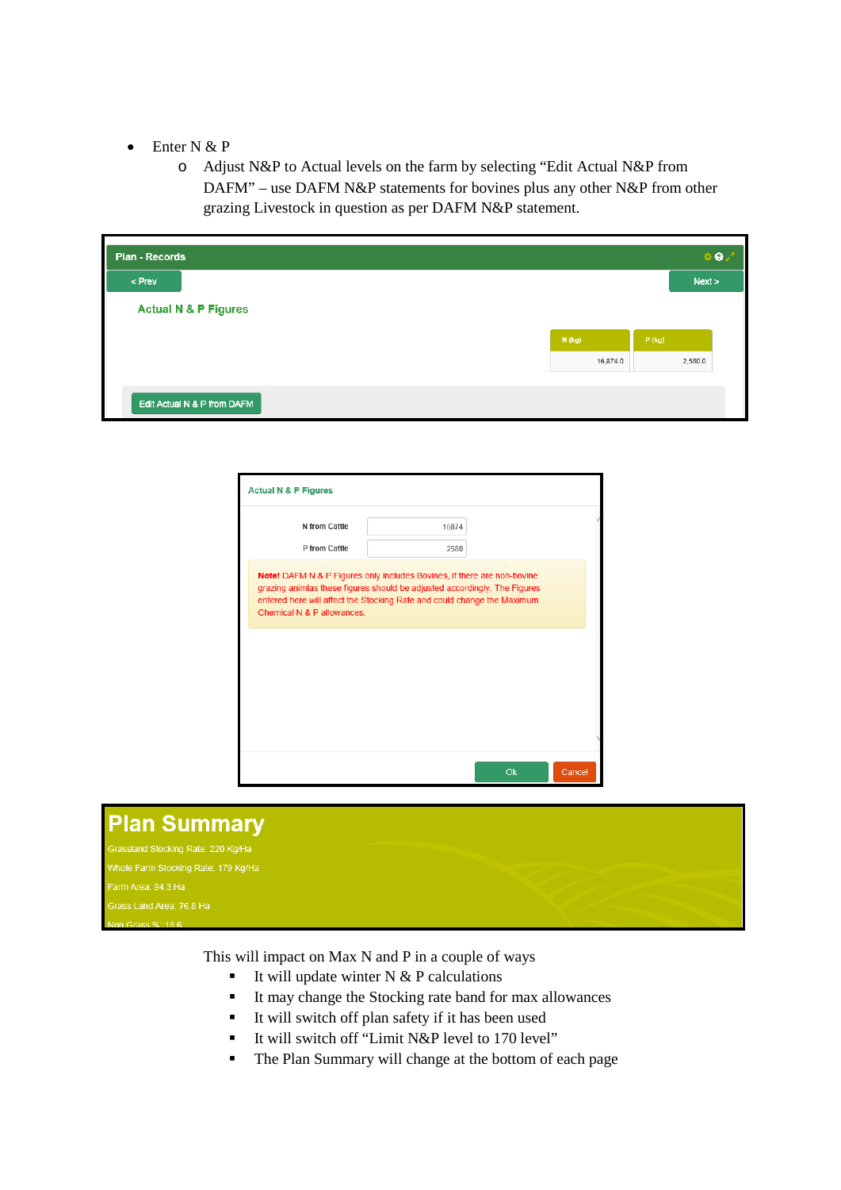- Enter N & P
  - Adjust N&P to Actual levels on the farm by selecting "Edit Actual N&P from DAFM" – use DAFM N&P statements for bovines plus any other N&P from other grazing Livestock in question as per DAFM N&P statement.

**Plan - Records**

< Prev | Next >

**Actual N & P Figures**

| N (kg) | P (kg) |
|---|---|
| 16,874.0 | 2,580.0 |

Edit Actual N & P from DAFM

**Actual N & P Figures**

N from Cattle: 16874

P from Cattle: 2580

**Note!** DAFM N & P Figures only includes Bovines, if there are non-bovine grazing animlas these figures should be adjusted accordingly. The Figures entered here will affect the Stocking Rate and could change the Maximum Chemical N & P allowances.

Ok | Cancel

## Plan Summary

Grassland Stocking Rate: 220 Kg/Ha

Whole Farm Stocking Rate: 179 Kg/Ha

Farm Area: 94.3 Ha

Grass Land Area: 76.8 Ha

Non Grass %: 18.6

This will impact on Max N and P in a couple of ways

- It will update winter N & P calculations
- It may change the Stocking rate band for max allowances
- It will switch off plan safety if it has been used
- It will switch off "Limit N&P level to 170 level"
- The Plan Summary will change at the bottom of each page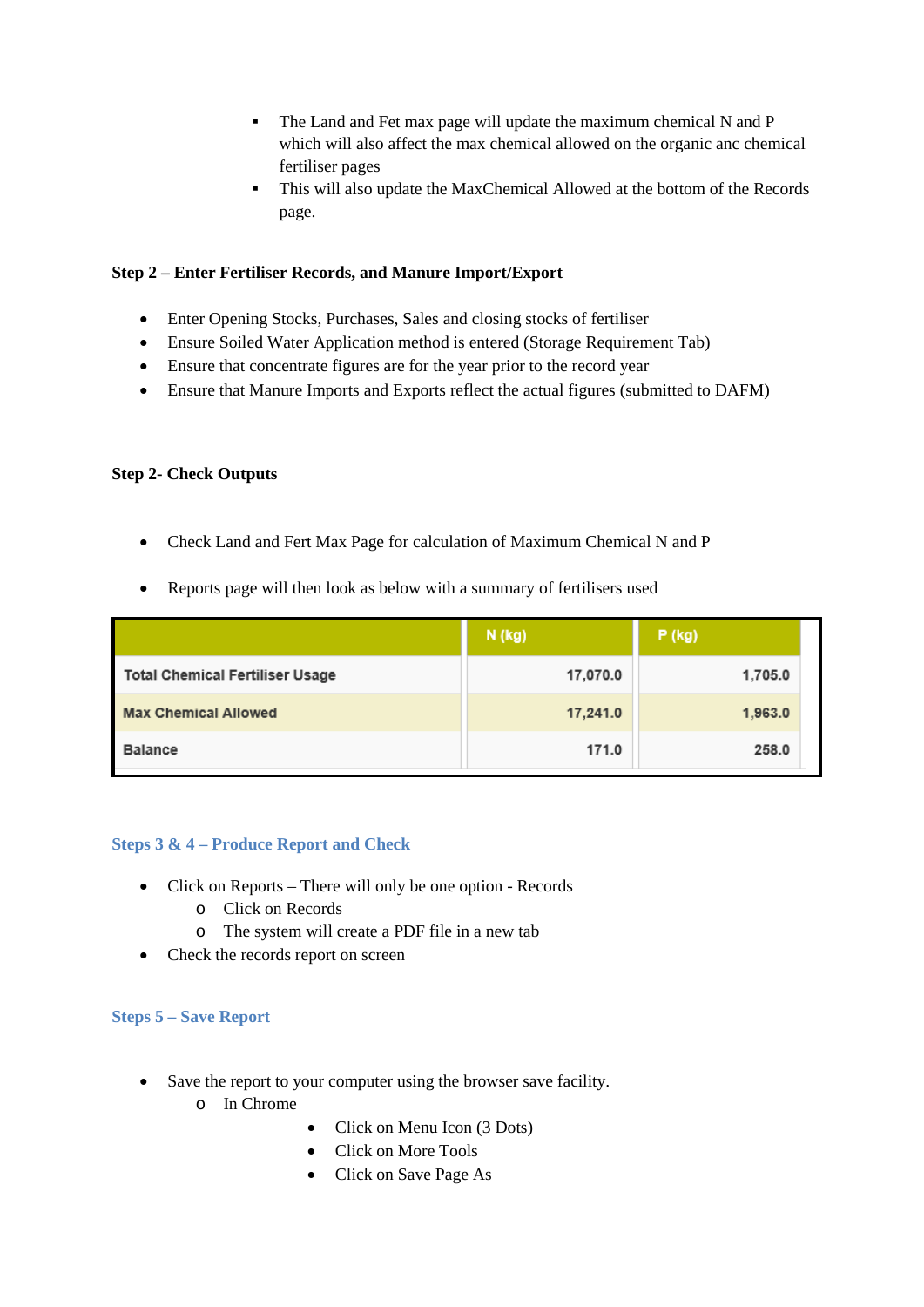- The Land and Fet max page will update the maximum chemical N and P which will also affect the max chemical allowed on the organic anc chemical fertiliser pages
- This will also update the MaxChemical Allowed at the bottom of the Records page.

**Step 2 – Enter Fertiliser Records, and Manure Import/Export**

- Enter Opening Stocks, Purchases, Sales and closing stocks of fertiliser
- Ensure Soiled Water Application method is entered (Storage Requirement Tab)
- Ensure that concentrate figures are for the year prior to the record year
- Ensure that Manure Imports and Exports reflect the actual figures (submitted to DAFM)

**Step 2- Check Outputs**

- Check Land and Fert Max Page for calculation of Maximum Chemical N and P
- Reports page will then look as below with a summary of fertilisers used

| | N (kg) | P (kg) |
|---|---|---|
| Total Chemical Fertiliser Usage | 17,070.0 | 1,705.0 |
| Max Chemical Allowed | 17,241.0 | 1,963.0 |
| Balance | 171.0 | 258.0 |

### Steps 3 & 4 – Produce Report and Check

- Click on Reports – There will only be one option - Records
  - Click on Records
  - The system will create a PDF file in a new tab
- Check the records report on screen

### Steps 5 – Save Report

- Save the report to your computer using the browser save facility.
  - In Chrome
    - Click on Menu Icon (3 Dots)
    - Click on More Tools
    - Click on Save Page As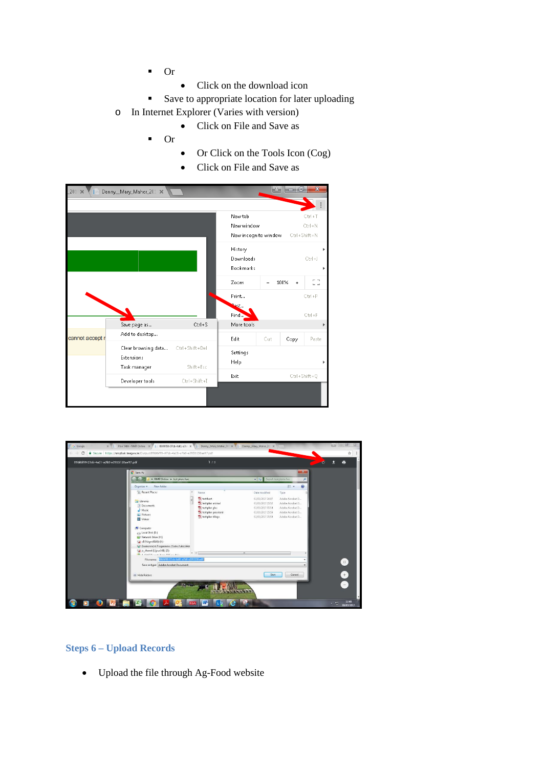- Or
  - Click on the download icon
- Save to appropriate location for later uploading

- In Internet Explorer (Varies with version)
  - Click on File and Save as
- Or
  - Or Click on the Tools Icon (Cog)
  - Click on File and Save as

## Steps 6 – Upload Records

- Upload the file through Ag-Food website